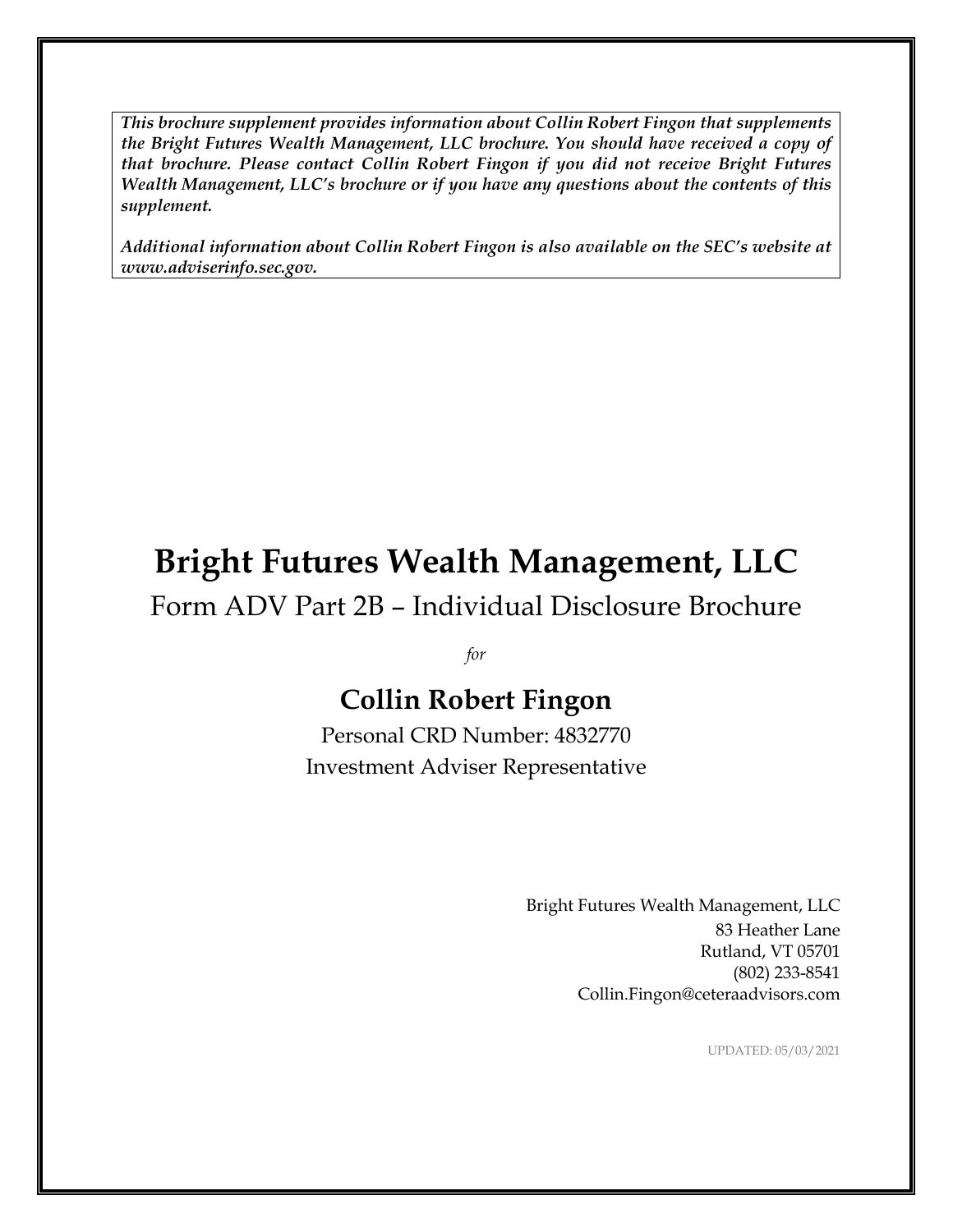***This brochure supplement provides information about Collin Robert Fingon that supplements the Bright Futures Wealth Management, LLC brochure. You should have received a copy of that brochure. Please contact Collin Robert Fingon if you did not receive Bright Futures Wealth Management, LLC's brochure or if you have any questions about the contents of this supplement.***

***Additional information about Collin Robert Fingon is also available on the SEC's website at www.adviserinfo.sec.gov.***

# Bright Futures Wealth Management, LLC

Form ADV Part 2B – Individual Disclosure Brochure

*for*

## Collin Robert Fingon

Personal CRD Number: 4832770

Investment Adviser Representative

Bright Futures Wealth Management, LLC
83 Heather Lane
Rutland, VT 05701
(802) 233-8541
Collin.Fingon@ceteraadvisors.com

UPDATED: 05/03/2021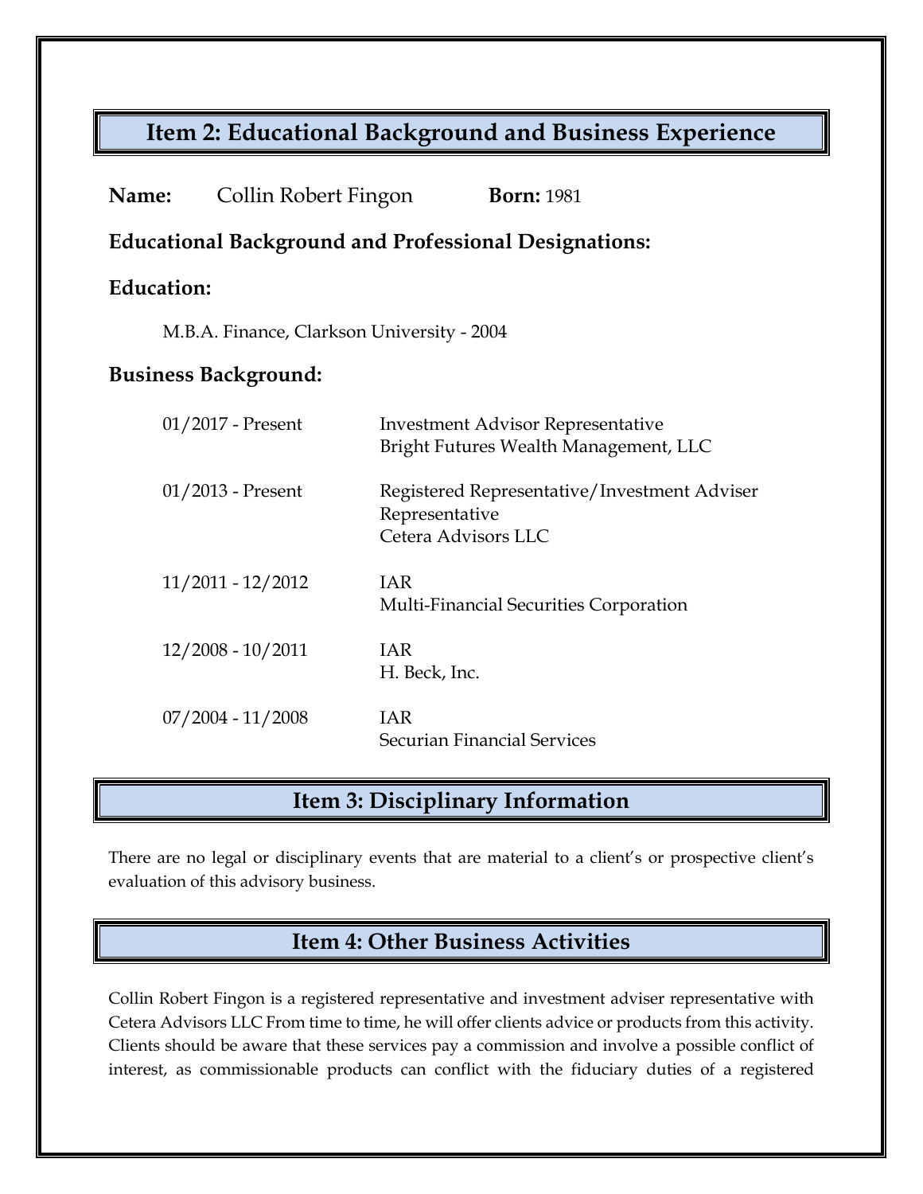## Item 2: Educational Background and Business Experience

**Name:** Collin Robert Fingon **Born:** 1981

### Educational Background and Professional Designations:

**Education:**

M.B.A. Finance, Clarkson University - 2004

**Business Background:**

| | |
|---|---|
| 01/2017 - Present | Investment Advisor Representative<br>Bright Futures Wealth Management, LLC |
| 01/2013 - Present | Registered Representative/Investment Adviser Representative<br>Cetera Advisors LLC |
| 11/2011 - 12/2012 | IAR<br>Multi-Financial Securities Corporation |
| 12/2008 - 10/2011 | IAR<br>H. Beck, Inc. |
| 07/2004 - 11/2008 | IAR<br>Securian Financial Services |

## Item 3: Disciplinary Information

There are no legal or disciplinary events that are material to a client's or prospective client's evaluation of this advisory business.

## Item 4: Other Business Activities

Collin Robert Fingon is a registered representative and investment adviser representative with Cetera Advisors LLC From time to time, he will offer clients advice or products from this activity. Clients should be aware that these services pay a commission and involve a possible conflict of interest, as commissionable products can conflict with the fiduciary duties of a registered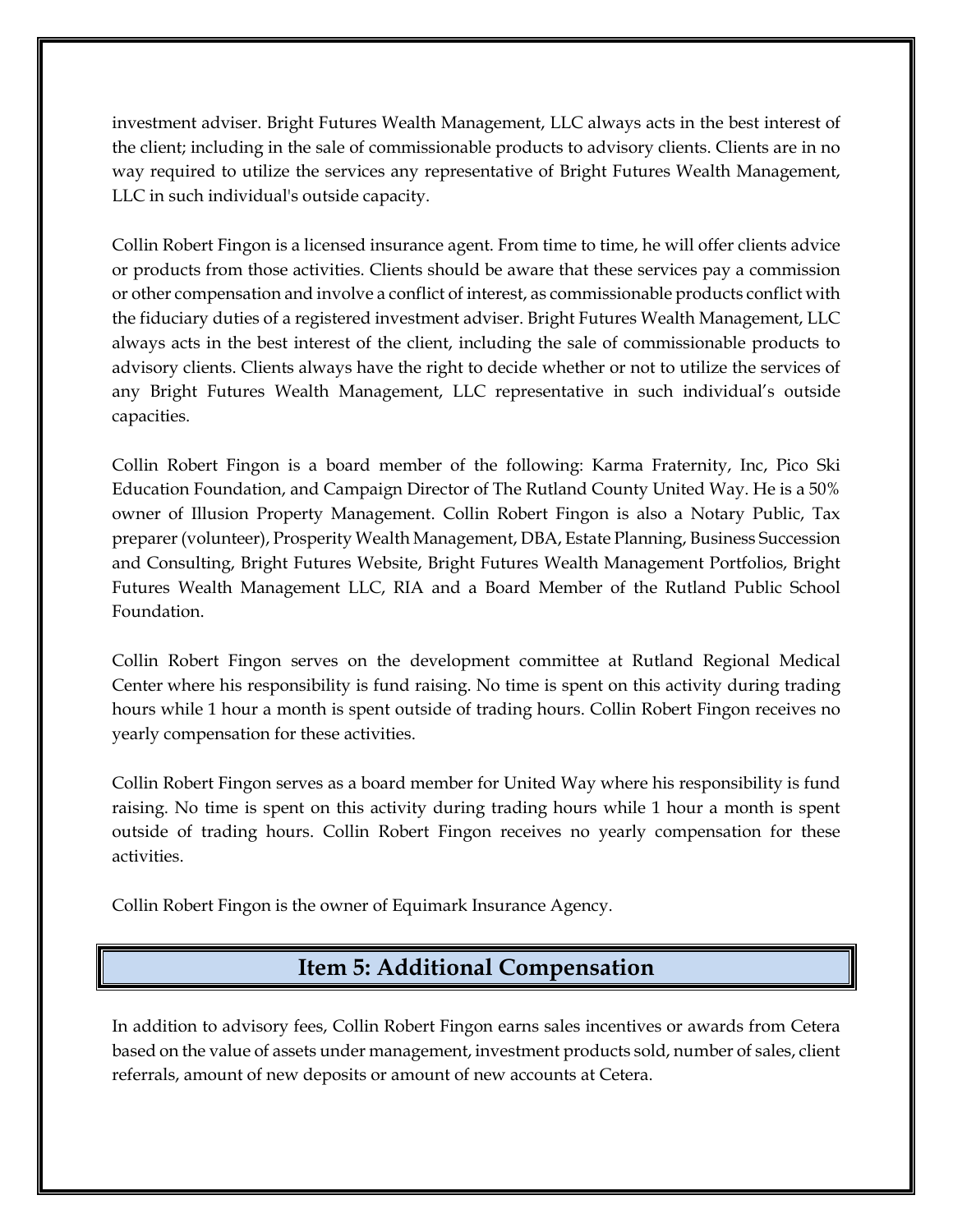investment adviser. Bright Futures Wealth Management, LLC always acts in the best interest of the client; including in the sale of commissionable products to advisory clients. Clients are in no way required to utilize the services any representative of Bright Futures Wealth Management, LLC in such individual's outside capacity.

Collin Robert Fingon is a licensed insurance agent. From time to time, he will offer clients advice or products from those activities. Clients should be aware that these services pay a commission or other compensation and involve a conflict of interest, as commissionable products conflict with the fiduciary duties of a registered investment adviser. Bright Futures Wealth Management, LLC always acts in the best interest of the client, including the sale of commissionable products to advisory clients. Clients always have the right to decide whether or not to utilize the services of any Bright Futures Wealth Management, LLC representative in such individual's outside capacities.

Collin Robert Fingon is a board member of the following: Karma Fraternity, Inc, Pico Ski Education Foundation, and Campaign Director of The Rutland County United Way. He is a 50% owner of Illusion Property Management. Collin Robert Fingon is also a Notary Public, Tax preparer (volunteer), Prosperity Wealth Management, DBA, Estate Planning, Business Succession and Consulting, Bright Futures Website, Bright Futures Wealth Management Portfolios, Bright Futures Wealth Management LLC, RIA and a Board Member of the Rutland Public School Foundation.

Collin Robert Fingon serves on the development committee at Rutland Regional Medical Center where his responsibility is fund raising. No time is spent on this activity during trading hours while 1 hour a month is spent outside of trading hours. Collin Robert Fingon receives no yearly compensation for these activities.

Collin Robert Fingon serves as a board member for United Way where his responsibility is fund raising. No time is spent on this activity during trading hours while 1 hour a month is spent outside of trading hours. Collin Robert Fingon receives no yearly compensation for these activities.

Collin Robert Fingon is the owner of Equimark Insurance Agency.

## Item 5: Additional Compensation

In addition to advisory fees, Collin Robert Fingon earns sales incentives or awards from Cetera based on the value of assets under management, investment products sold, number of sales, client referrals, amount of new deposits or amount of new accounts at Cetera.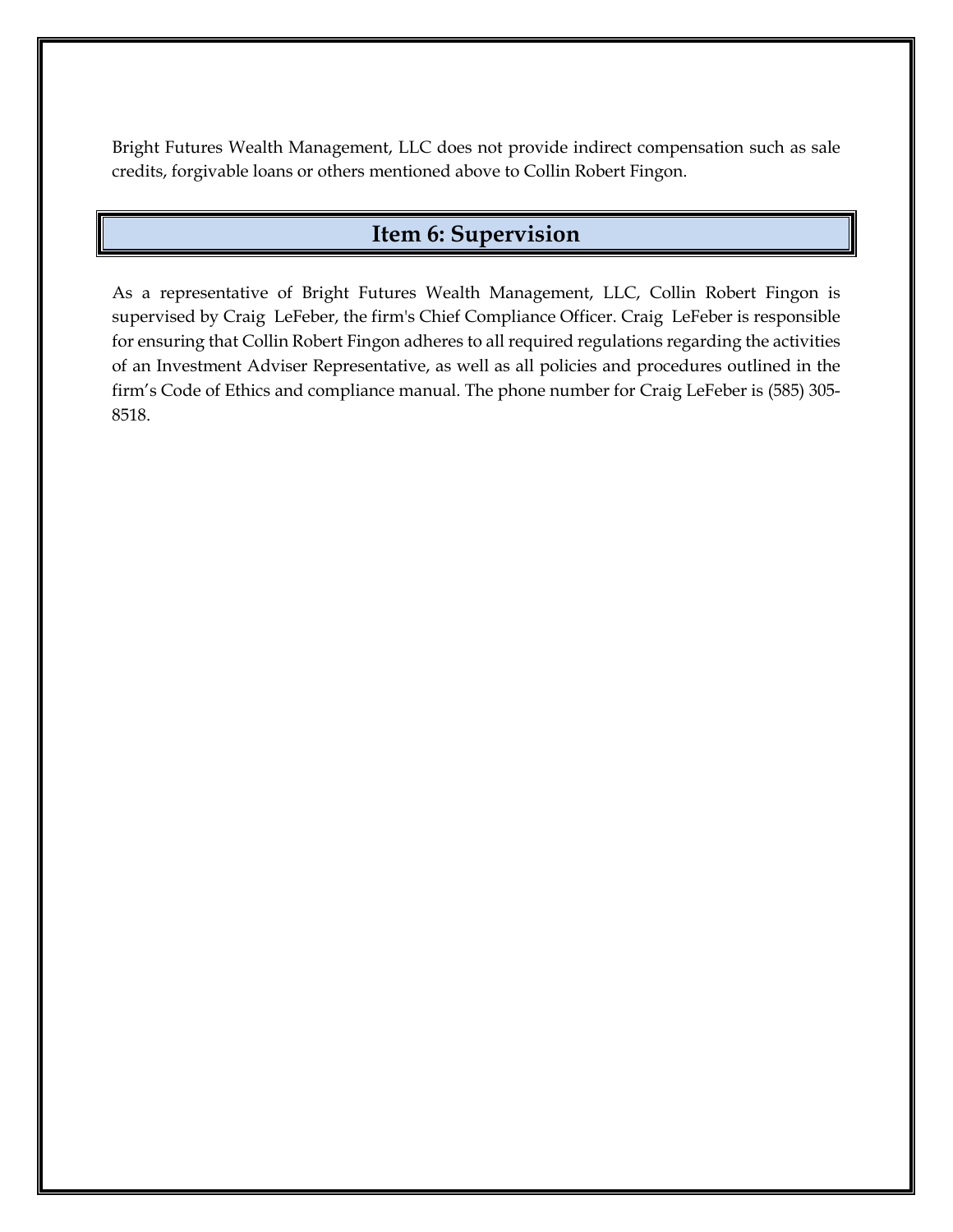Bright Futures Wealth Management, LLC does not provide indirect compensation such as sale credits, forgivable loans or others mentioned above to Collin Robert Fingon.

## Item 6: Supervision

As a representative of Bright Futures Wealth Management, LLC, Collin Robert Fingon is supervised by Craig LeFeber, the firm's Chief Compliance Officer. Craig LeFeber is responsible for ensuring that Collin Robert Fingon adheres to all required regulations regarding the activities of an Investment Adviser Representative, as well as all policies and procedures outlined in the firm's Code of Ethics and compliance manual. The phone number for Craig LeFeber is (585) 305-8518.